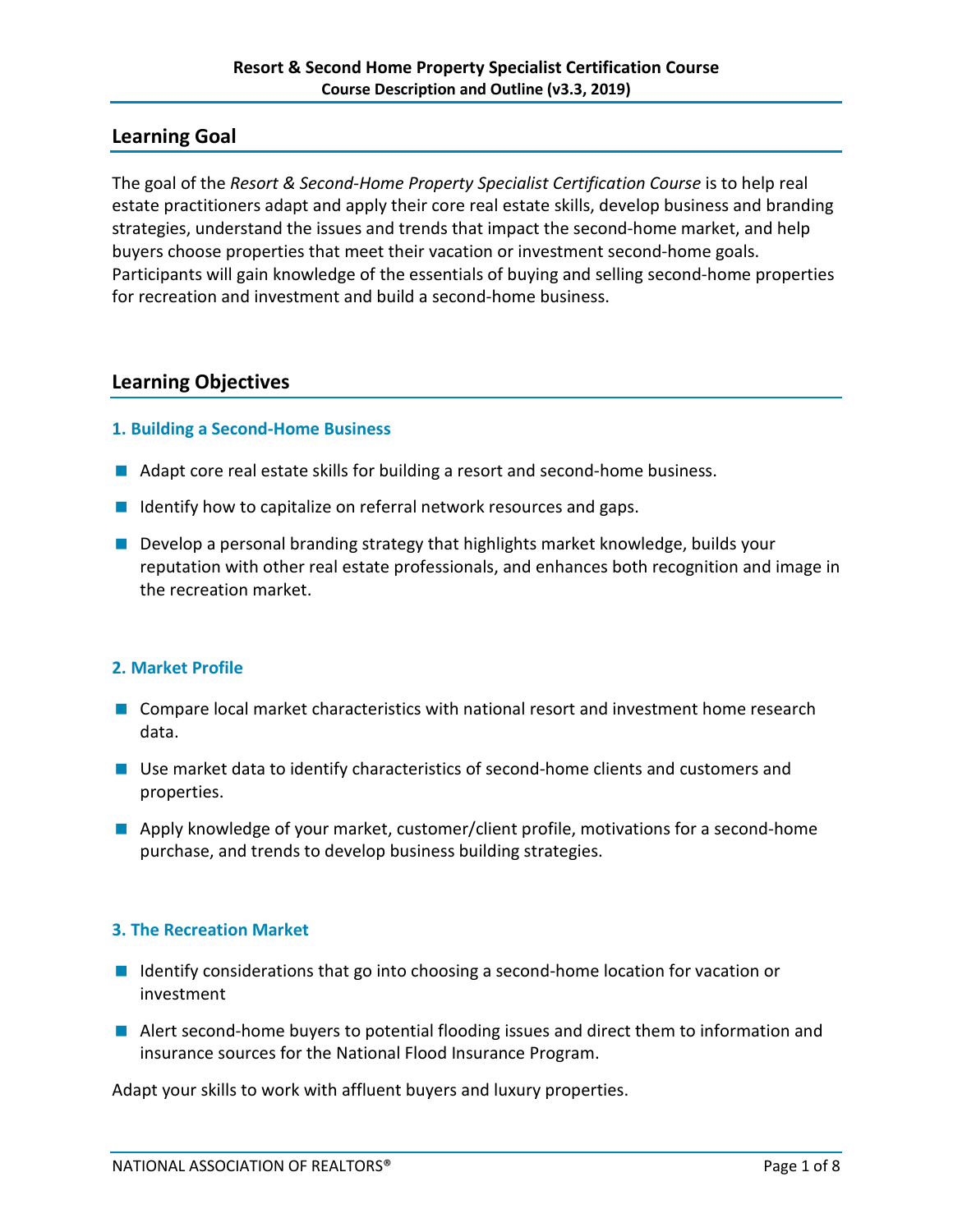**Resort & Second Home Property Specialist Certification Course**
**Course Description and Outline (v3.3, 2019)**

## Learning Goal

The goal of the *Resort & Second-Home Property Specialist Certification Course* is to help real estate practitioners adapt and apply their core real estate skills, develop business and branding strategies, understand the issues and trends that impact the second-home market, and help buyers choose properties that meet their vacation or investment second-home goals. Participants will gain knowledge of the essentials of buying and selling second-home properties for recreation and investment and build a second-home business.

## Learning Objectives

### 1. Building a Second-Home Business

- Adapt core real estate skills for building a resort and second-home business.
- Identify how to capitalize on referral network resources and gaps.
- Develop a personal branding strategy that highlights market knowledge, builds your reputation with other real estate professionals, and enhances both recognition and image in the recreation market.

### 2. Market Profile

- Compare local market characteristics with national resort and investment home research data.
- Use market data to identify characteristics of second-home clients and customers and properties.
- Apply knowledge of your market, customer/client profile, motivations for a second-home purchase, and trends to develop business building strategies.

### 3. The Recreation Market

- Identify considerations that go into choosing a second-home location for vacation or investment
- Alert second-home buyers to potential flooding issues and direct them to information and insurance sources for the National Flood Insurance Program.

Adapt your skills to work with affluent buyers and luxury properties.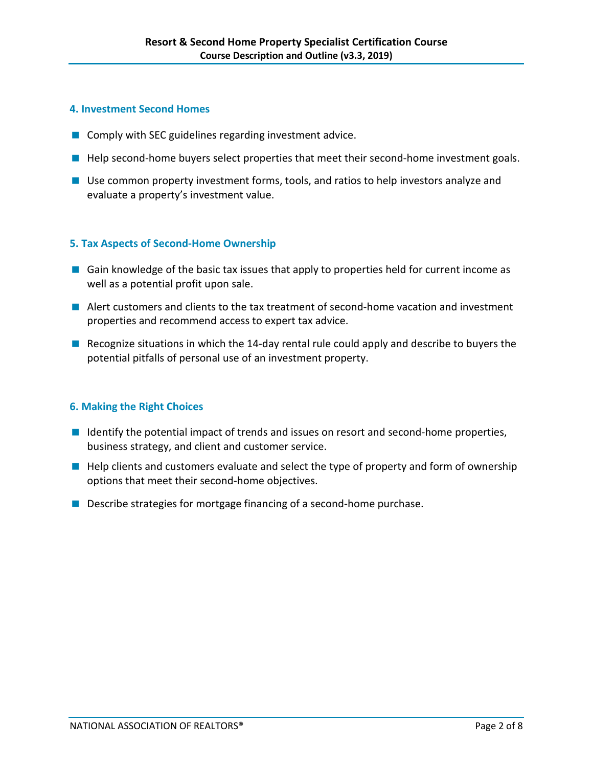### 4. Investment Second Homes

- Comply with SEC guidelines regarding investment advice.
- Help second-home buyers select properties that meet their second-home investment goals.
- Use common property investment forms, tools, and ratios to help investors analyze and evaluate a property's investment value.

### 5. Tax Aspects of Second-Home Ownership

- Gain knowledge of the basic tax issues that apply to properties held for current income as well as a potential profit upon sale.
- Alert customers and clients to the tax treatment of second-home vacation and investment properties and recommend access to expert tax advice.
- Recognize situations in which the 14-day rental rule could apply and describe to buyers the potential pitfalls of personal use of an investment property.

### 6. Making the Right Choices

- Identify the potential impact of trends and issues on resort and second-home properties, business strategy, and client and customer service.
- Help clients and customers evaluate and select the type of property and form of ownership options that meet their second-home objectives.
- Describe strategies for mortgage financing of a second-home purchase.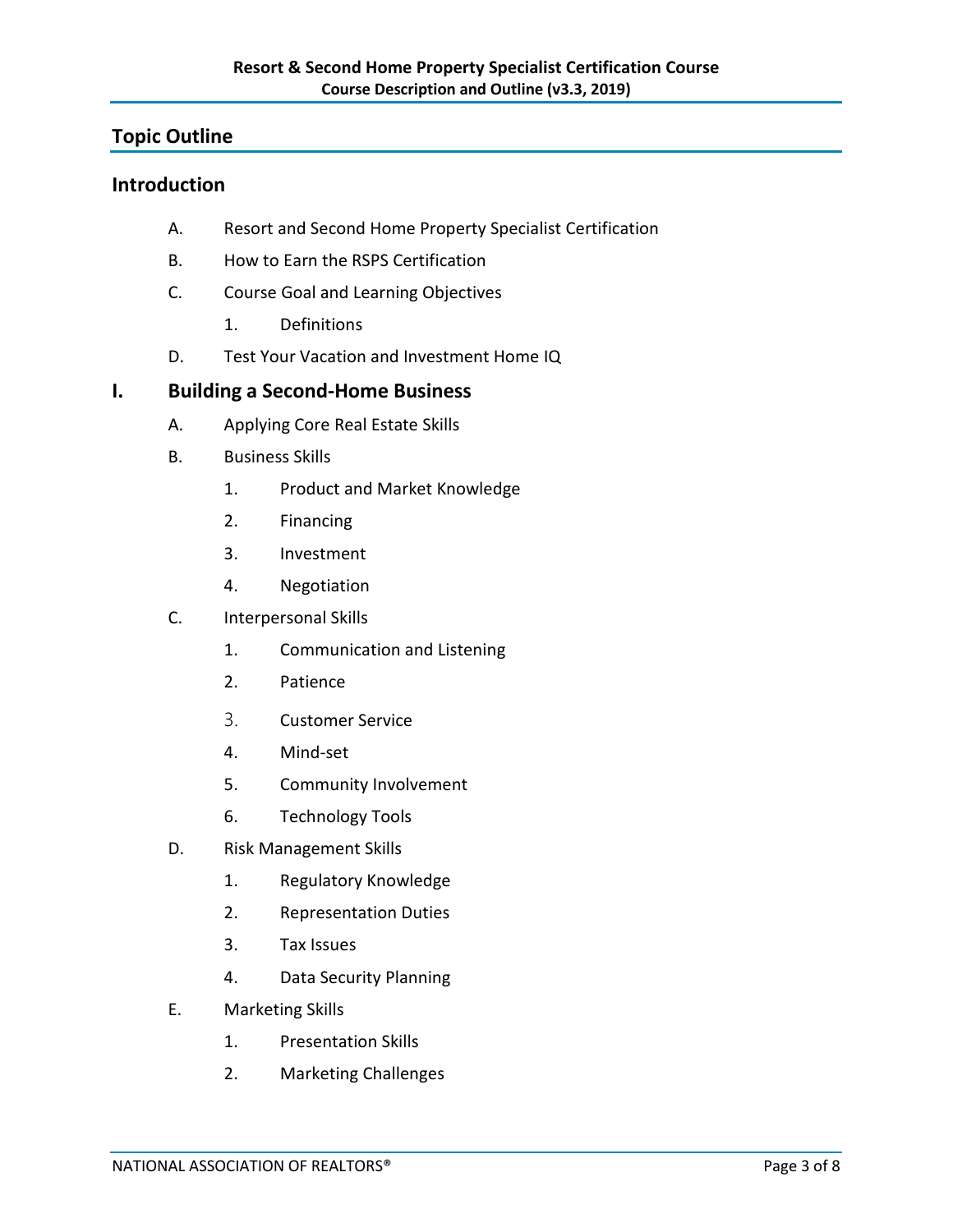## Topic Outline

### Introduction

- A. Resort and Second Home Property Specialist Certification
- B. How to Earn the RSPS Certification
- C. Course Goal and Learning Objectives
    - 1. Definitions
- D. Test Your Vacation and Investment Home IQ

### I. Building a Second-Home Business

- A. Applying Core Real Estate Skills
- B. Business Skills
    - 1. Product and Market Knowledge
    - 2. Financing
    - 3. Investment
    - 4. Negotiation
- C. Interpersonal Skills
    - 1. Communication and Listening
    - 2. Patience
    - 3. Customer Service
    - 4. Mind-set
    - 5. Community Involvement
    - 6. Technology Tools
- D. Risk Management Skills
    - 1. Regulatory Knowledge
    - 2. Representation Duties
    - 3. Tax Issues
    - 4. Data Security Planning
- E. Marketing Skills
    - 1. Presentation Skills
    - 2. Marketing Challenges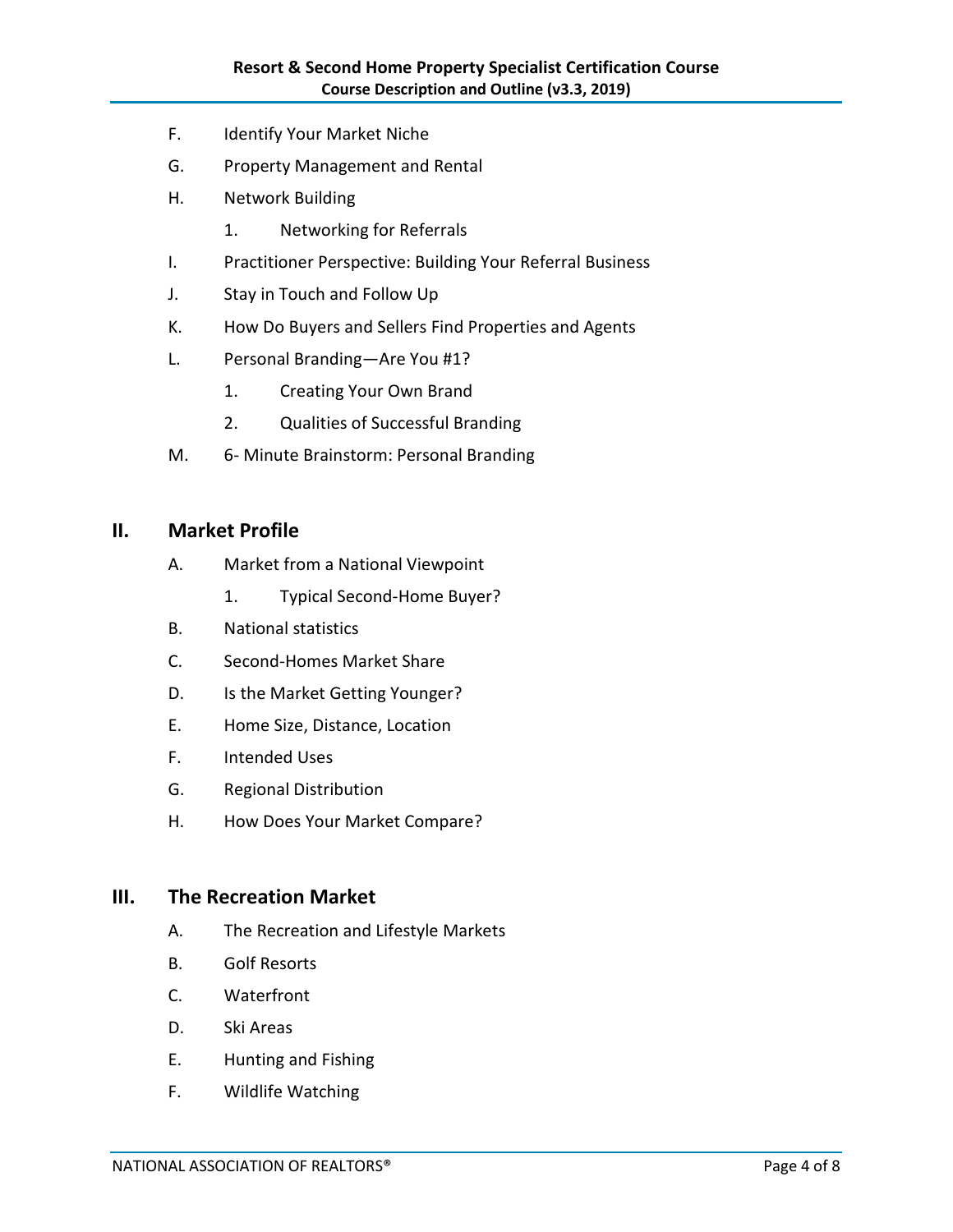F. Identify Your Market Niche

G. Property Management and Rental

H. Network Building

    1. Networking for Referrals

I. Practitioner Perspective: Building Your Referral Business

J. Stay in Touch and Follow Up

K. How Do Buyers and Sellers Find Properties and Agents

L. Personal Branding—Are You #1?

    1. Creating Your Own Brand

    2. Qualities of Successful Branding

M. 6- Minute Brainstorm: Personal Branding

## II. Market Profile

A. Market from a National Viewpoint

    1. Typical Second-Home Buyer?

B. National statistics

C. Second-Homes Market Share

D. Is the Market Getting Younger?

E. Home Size, Distance, Location

F. Intended Uses

G. Regional Distribution

H. How Does Your Market Compare?

## III. The Recreation Market

A. The Recreation and Lifestyle Markets

B. Golf Resorts

C. Waterfront

D. Ski Areas

E. Hunting and Fishing

F. Wildlife Watching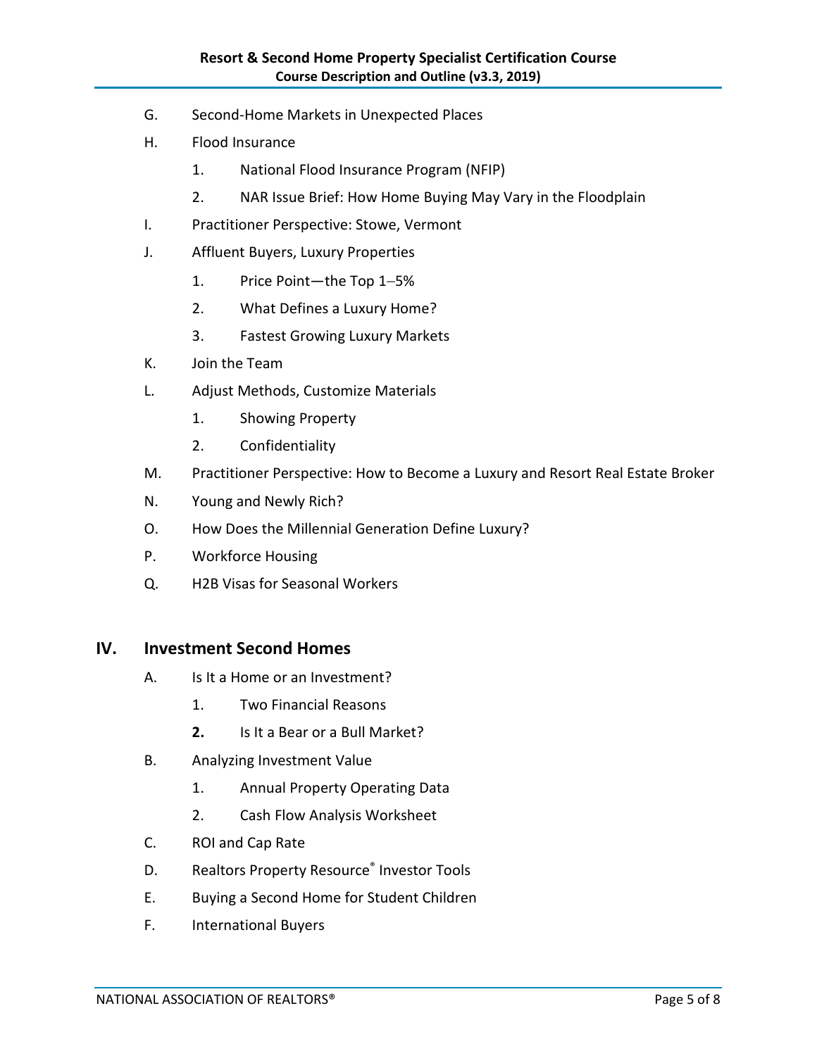G. Second-Home Markets in Unexpected Places

H. Flood Insurance

  1. National Flood Insurance Program (NFIP)

  2. NAR Issue Brief: How Home Buying May Vary in the Floodplain

I. Practitioner Perspective: Stowe, Vermont

J. Affluent Buyers, Luxury Properties

  1. Price Point—the Top 1–5%

  2. What Defines a Luxury Home?

  3. Fastest Growing Luxury Markets

K. Join the Team

L. Adjust Methods, Customize Materials

  1. Showing Property

  2. Confidentiality

M. Practitioner Perspective: How to Become a Luxury and Resort Real Estate Broker

N. Young and Newly Rich?

O. How Does the Millennial Generation Define Luxury?

P. Workforce Housing

Q. H2B Visas for Seasonal Workers

## IV. Investment Second Homes

A. Is It a Home or an Investment?

  1. Two Financial Reasons

  **2.** Is It a Bear or a Bull Market?

B. Analyzing Investment Value

  1. Annual Property Operating Data

  2. Cash Flow Analysis Worksheet

C. ROI and Cap Rate

D. Realtors Property Resource® Investor Tools

E. Buying a Second Home for Student Children

F. International Buyers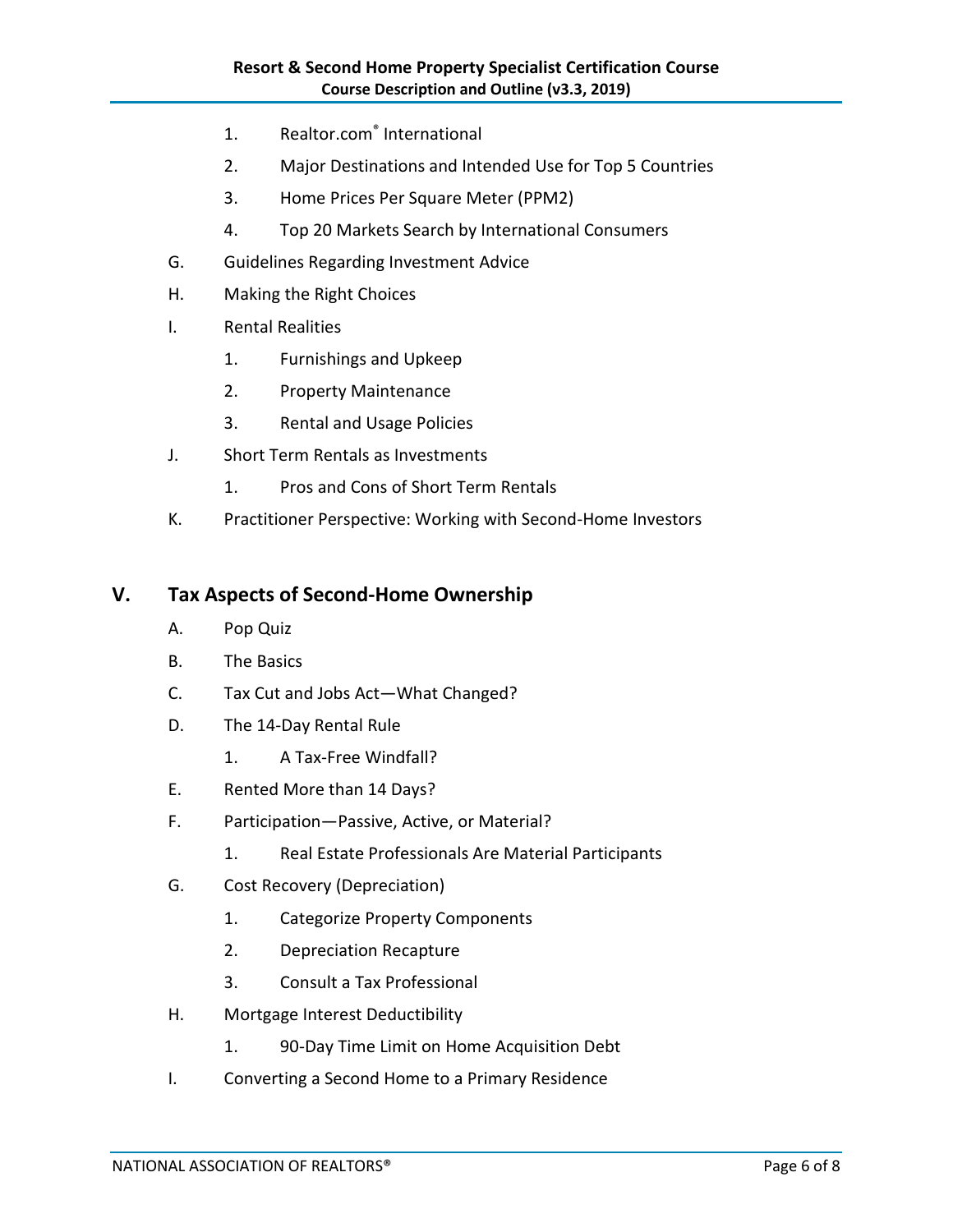1. Realtor.com® International
2. Major Destinations and Intended Use for Top 5 Countries
3. Home Prices Per Square Meter (PPM2)
4. Top 20 Markets Search by International Consumers

G. Guidelines Regarding Investment Advice

H. Making the Right Choices

I. Rental Realities

1. Furnishings and Upkeep
2. Property Maintenance
3. Rental and Usage Policies

J. Short Term Rentals as Investments

1. Pros and Cons of Short Term Rentals

K. Practitioner Perspective: Working with Second-Home Investors

## V. Tax Aspects of Second-Home Ownership

A. Pop Quiz

B. The Basics

C. Tax Cut and Jobs Act—What Changed?

D. The 14-Day Rental Rule

1. A Tax-Free Windfall?

E. Rented More than 14 Days?

F. Participation—Passive, Active, or Material?

1. Real Estate Professionals Are Material Participants

G. Cost Recovery (Depreciation)

1. Categorize Property Components
2. Depreciation Recapture
3. Consult a Tax Professional

H. Mortgage Interest Deductibility

1. 90-Day Time Limit on Home Acquisition Debt

I. Converting a Second Home to a Primary Residence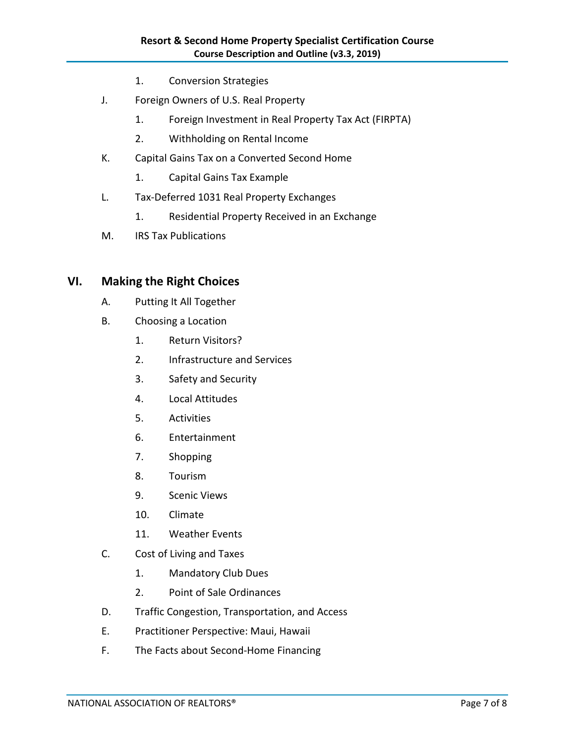1. Conversion Strategies

J. Foreign Owners of U.S. Real Property

   1. Foreign Investment in Real Property Tax Act (FIRPTA)
   2. Withholding on Rental Income

K. Capital Gains Tax on a Converted Second Home

   1. Capital Gains Tax Example

L. Tax-Deferred 1031 Real Property Exchanges

   1. Residential Property Received in an Exchange

M. IRS Tax Publications

## VI. Making the Right Choices

A. Putting It All Together

B. Choosing a Location

   1. Return Visitors?
   2. Infrastructure and Services
   3. Safety and Security
   4. Local Attitudes
   5. Activities
   6. Entertainment
   7. Shopping
   8. Tourism
   9. Scenic Views
   10. Climate
   11. Weather Events

C. Cost of Living and Taxes

   1. Mandatory Club Dues
   2. Point of Sale Ordinances

D. Traffic Congestion, Transportation, and Access

E. Practitioner Perspective: Maui, Hawaii

F. The Facts about Second-Home Financing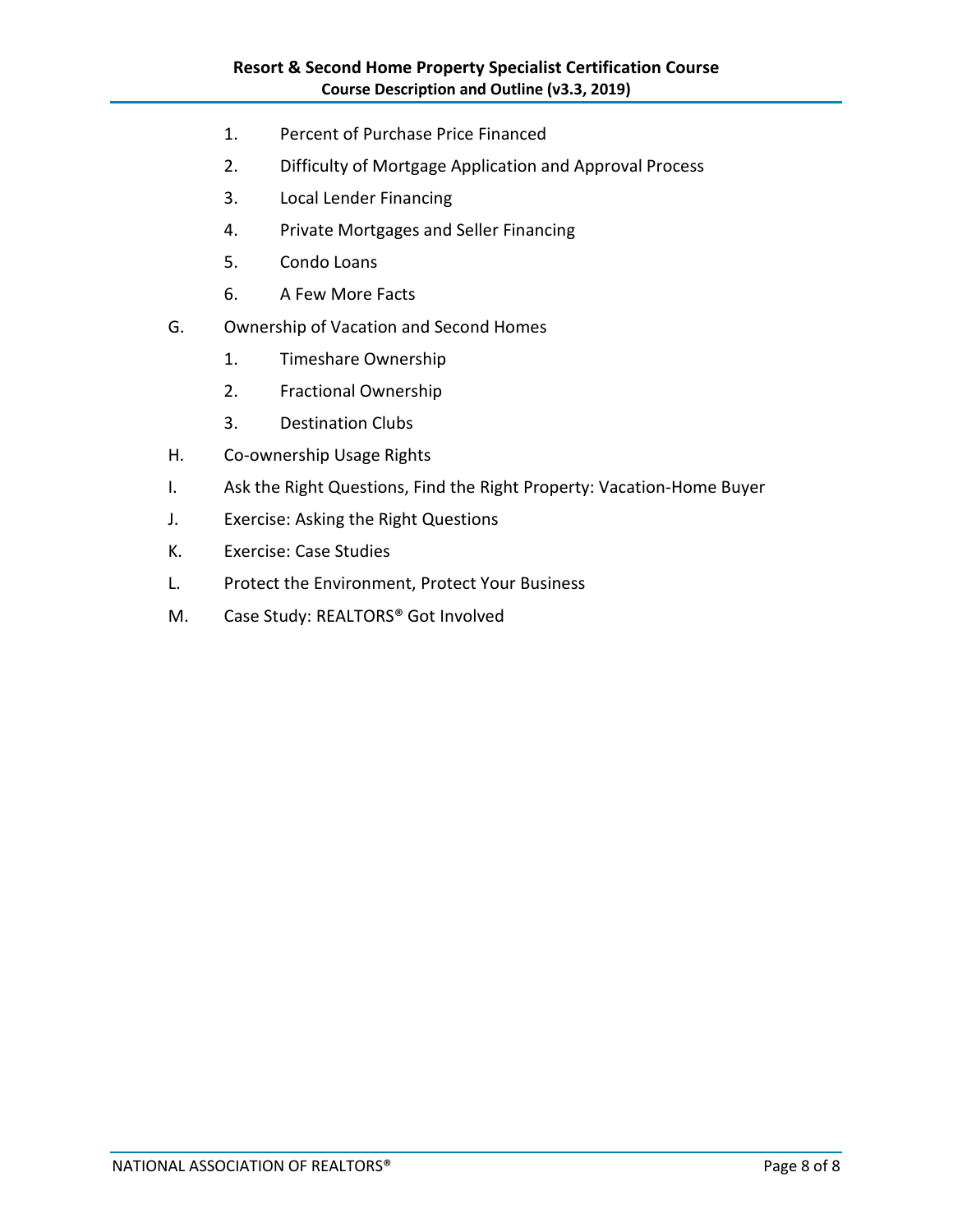1. Percent of Purchase Price Financed
2. Difficulty of Mortgage Application and Approval Process
3. Local Lender Financing
4. Private Mortgages and Seller Financing
5. Condo Loans
6. A Few More Facts

G. Ownership of Vacation and Second Homes

1. Timeshare Ownership
2. Fractional Ownership
3. Destination Clubs

H. Co-ownership Usage Rights

I. Ask the Right Questions, Find the Right Property: Vacation-Home Buyer

J. Exercise: Asking the Right Questions

K. Exercise: Case Studies

L. Protect the Environment, Protect Your Business

M. Case Study: REALTORS® Got Involved